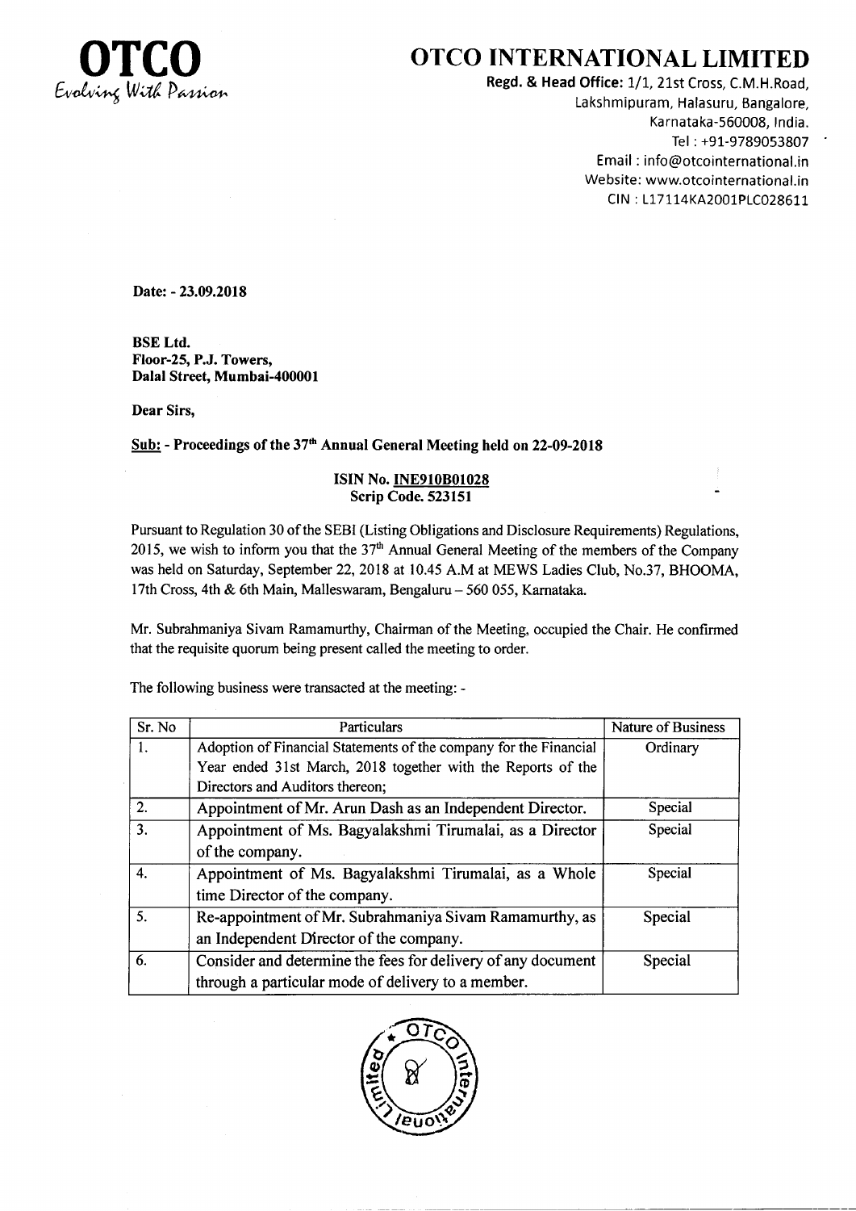**OTCO**
*Evolving With Passion*

# OTCO INTERNATIONAL LIMITED

**Regd. & Head Office:** 1/1, 21st Cross, C.M.H.Road, Lakshmipuram, Halasuru, Bangalore, Karnataka-560008, India.
Tel : +91-9789053807
Email : info@otcointernational.in
Website: www.otcointernational.in
CIN : L17114KA2001PLC028611

**Date: - 23.09.2018**

**BSE Ltd.**
**Floor-25, P.J. Towers,**
**Dalal Street, Mumbai-400001**

**Dear Sirs,**

**Sub: - Proceedings of the 37th Annual General Meeting held on 22-09-2018**

**ISIN No. INE910B01028**
**Scrip Code. 523151**

Pursuant to Regulation 30 of the SEBI (Listing Obligations and Disclosure Requirements) Regulations, 2015, we wish to inform you that the 37th Annual General Meeting of the members of the Company was held on Saturday, September 22, 2018 at 10.45 A.M at MEWS Ladies Club, No.37, BHOOMA, 17th Cross, 4th & 6th Main, Malleswaram, Bengaluru – 560 055, Karnataka.

Mr. Subrahmaniya Sivam Ramamurthy, Chairman of the Meeting, occupied the Chair. He confirmed that the requisite quorum being present called the meeting to order.

The following business were transacted at the meeting: -

| Sr. No | Particulars | Nature of Business |
|---|---|---|
| 1. | Adoption of Financial Statements of the company for the Financial Year ended 31st March, 2018 together with the Reports of the Directors and Auditors thereon; | Ordinary |
| 2. | Appointment of Mr. Arun Dash as an Independent Director. | Special |
| 3. | Appointment of Ms. Bagyalakshmi Tirumalai, as a Director of the company. | Special |
| 4. | Appointment of Ms. Bagyalakshmi Tirumalai, as a Whole time Director of the company. | Special |
| 5. | Re-appointment of Mr. Subrahmaniya Sivam Ramamurthy, as an Independent Director of the company. | Special |
| 6. | Consider and determine the fees for delivery of any document through a particular mode of delivery to a member. | Special |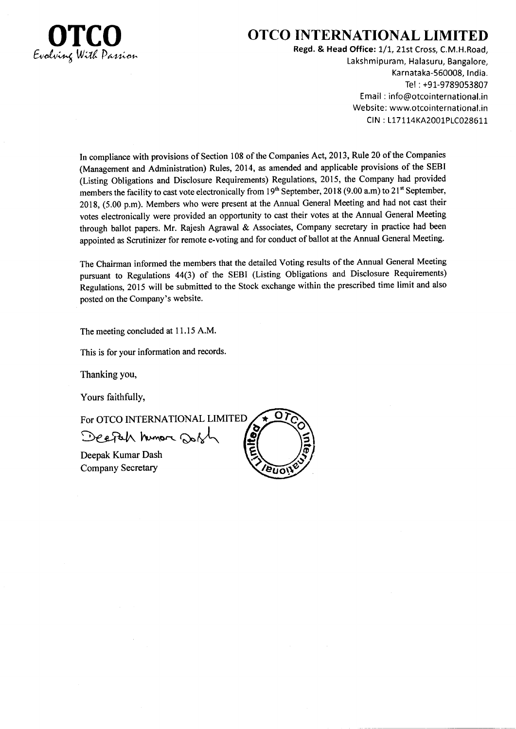# OTCO INTERNATIONAL LIMITED

**OTCO**
*Evolving With Passion*

**Regd. & Head Office:** 1/1, 21st Cross, C.M.H.Road,
Lakshmipuram, Halasuru, Bangalore,
Karnataka-560008, India.
Tel : +91-9789053807
Email : info@otcointernational.in
Website: www.otcointernational.in
CIN : L17114KA2001PLC028611

In compliance with provisions of Section 108 of the Companies Act, 2013, Rule 20 of the Companies (Management and Administration) Rules, 2014, as amended and applicable provisions of the SEBI (Listing Obligations and Disclosure Requirements) Regulations, 2015, the Company had provided members the facility to cast vote electronically from 19th September, 2018 (9.00 a.m) to 21st September, 2018, (5.00 p.m). Members who were present at the Annual General Meeting and had not cast their votes electronically were provided an opportunity to cast their votes at the Annual General Meeting through ballot papers. Mr. Rajesh Agrawal & Associates, Company secretary in practice had been appointed as Scrutinizer for remote e-voting and for conduct of ballot at the Annual General Meeting.

The Chairman informed the members that the detailed Voting results of the Annual General Meeting pursuant to Regulations 44(3) of the SEBI (Listing Obligations and Disclosure Requirements) Regulations, 2015 will be submitted to the Stock exchange within the prescribed time limit and also posted on the Company's website.

The meeting concluded at 11.15 A.M.

This is for your information and records.

Thanking you,

Yours faithfully,

For OTCO INTERNATIONAL LIMITED

Deepak Kumar Dash
Company Secretary